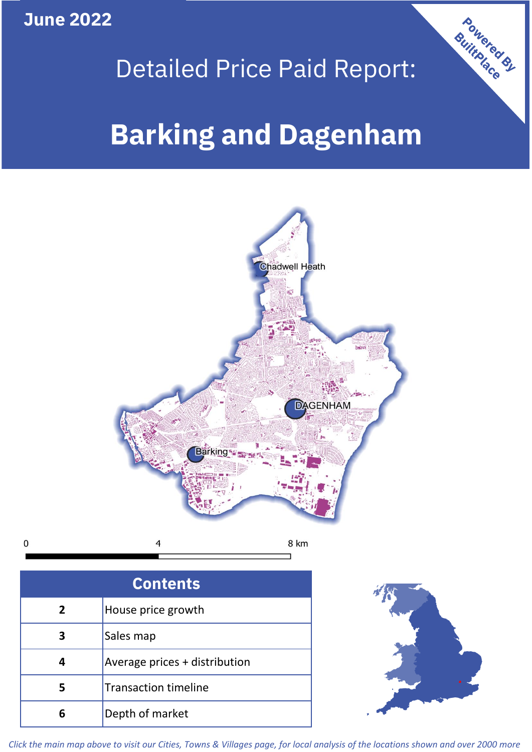June 2022

# Detailed Price Paid Report:

# Barking and Dagenham

Powered By BuiltPlace

| Contents | |
|---|---|
| 2 | House price growth |
| 3 | Sales map |
| 4 | Average prices + distribution |
| 5 | Transaction timeline |
| 6 | Depth of market |

*Click the main map above to visit our Cities, Towns & Villages page, for local analysis of the locations shown and over 2000 more*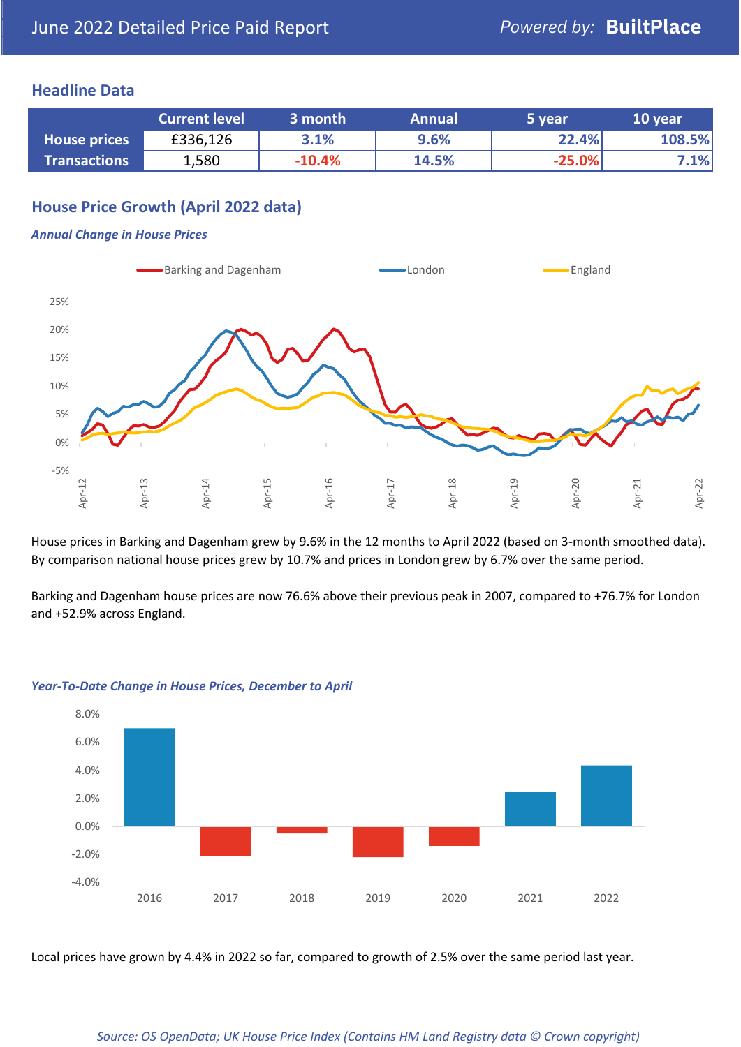June 2022 Detailed Price Paid Report

*Powered by:* **BuiltPlace**

## Headline Data

| | Current level | 3 month | Annual | 5 year | 10 year |
|---|---|---|---|---|---|
| **House prices** | £336,126 | 3.1% | 9.6% | 22.4% | 108.5% |
| **Transactions** | 1,580 | -10.4% | 14.5% | -25.0% | 7.1% |

## House Price Growth (April 2022 data)

***Annual Change in House Prices***

House prices in Barking and Dagenham grew by 9.6% in the 12 months to April 2022 (based on 3-month smoothed data). By comparison national house prices grew by 10.7% and prices in London grew by 6.7% over the same period.

Barking and Dagenham house prices are now 76.6% above their previous peak in 2007, compared to +76.7% for London and +52.9% across England.

***Year-To-Date Change in House Prices, December to April***

Local prices have grown by 4.4% in 2022 so far, compared to growth of 2.5% over the same period last year.

*Source: OS OpenData; UK House Price Index (Contains HM Land Registry data © Crown copyright)*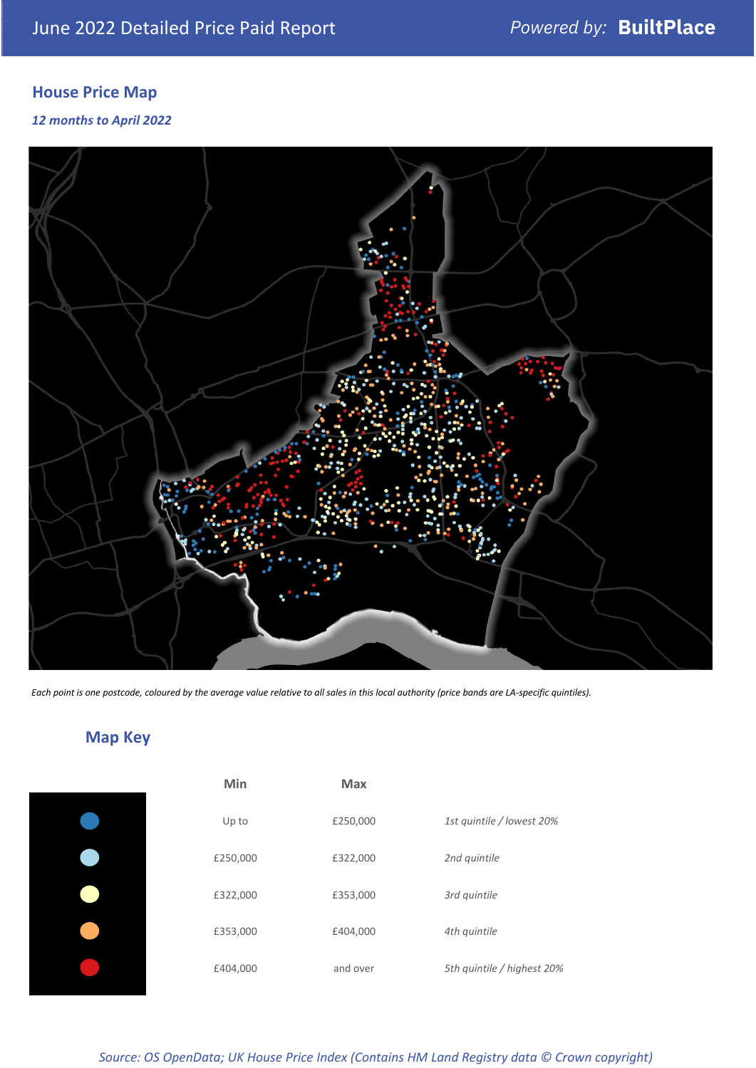# June 2022 Detailed Price Paid Report

Powered by: **BuiltPlace**

## House Price Map

*12 months to April 2022*

*Each point is one postcode, coloured by the average value relative to all sales in this local authority (price bands are LA-specific quintiles).*

## Map Key

| | Min | Max | |
|---|---|---|---|
| | Up to | £250,000 | *1st quintile / lowest 20%* |
| | £250,000 | £322,000 | *2nd quintile* |
| | £322,000 | £353,000 | *3rd quintile* |
| | £353,000 | £404,000 | *4th quintile* |
| | £404,000 | and over | *5th quintile / highest 20%* |

*Source: OS OpenData; UK House Price Index (Contains HM Land Registry data © Crown copyright)*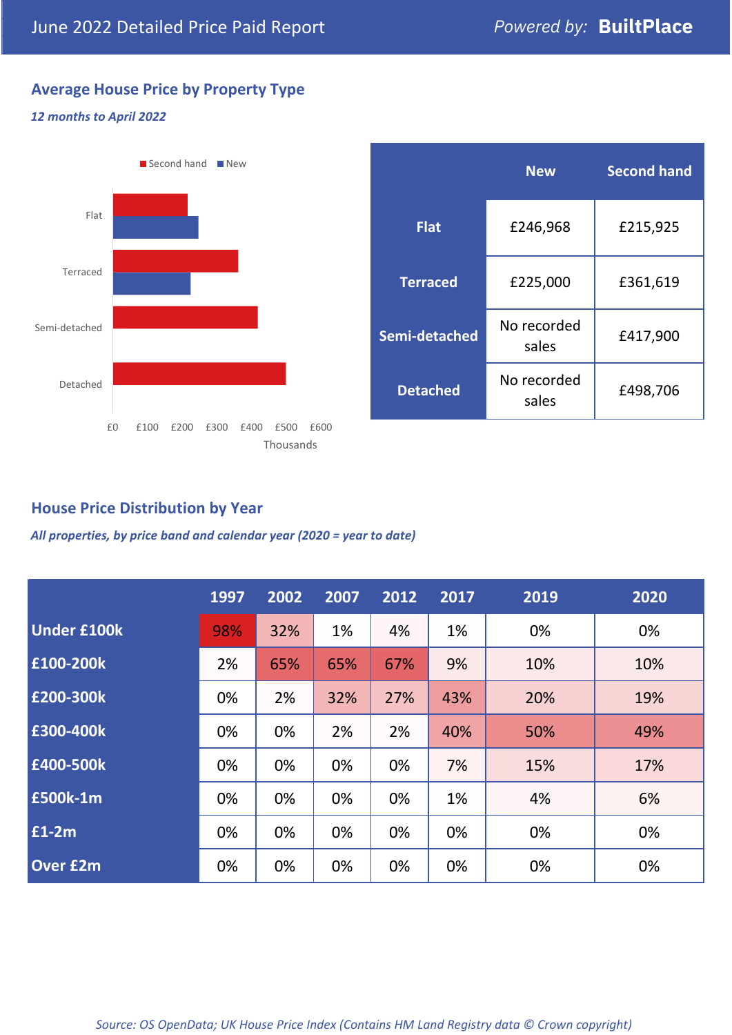# June 2022 Detailed Price Paid Report

*Powered by:* **BuiltPlace**

## Average House Price by Property Type

***12 months to April 2022***

| | New | Second hand |
|---|---|---|
| **Flat** | £246,968 | £215,925 |
| **Terraced** | £225,000 | £361,619 |
| **Semi-detached** | No recorded sales | £417,900 |
| **Detached** | No recorded sales | £498,706 |

## House Price Distribution by Year

***All properties, by price band and calendar year (2020 = year to date)***

| | 1997 | 2002 | 2007 | 2012 | 2017 | 2019 | 2020 |
|---|---|---|---|---|---|---|---|
| **Under £100k** | 98% | 32% | 1% | 4% | 1% | 0% | 0% |
| **£100-200k** | 2% | 65% | 65% | 67% | 9% | 10% | 10% |
| **£200-300k** | 0% | 2% | 32% | 27% | 43% | 20% | 19% |
| **£300-400k** | 0% | 0% | 2% | 2% | 40% | 50% | 49% |
| **£400-500k** | 0% | 0% | 0% | 0% | 7% | 15% | 17% |
| **£500k-1m** | 0% | 0% | 0% | 0% | 1% | 4% | 6% |
| **£1-2m** | 0% | 0% | 0% | 0% | 0% | 0% | 0% |
| **Over £2m** | 0% | 0% | 0% | 0% | 0% | 0% | 0% |

*Source: OS OpenData; UK House Price Index (Contains HM Land Registry data © Crown copyright)*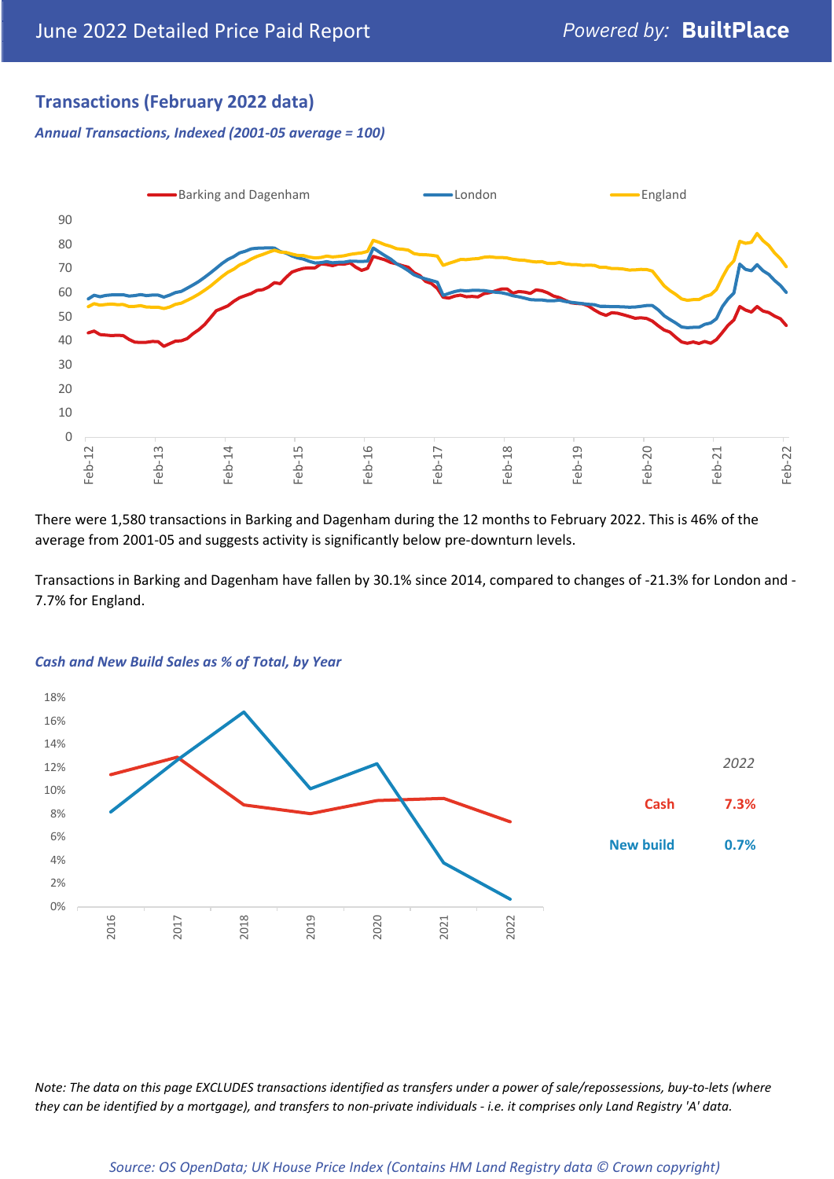## Transactions (February 2022 data)

*Annual Transactions, Indexed (2001-05 average = 100)*

There were 1,580 transactions in Barking and Dagenham during the 12 months to February 2022. This is 46% of the average from 2001-05 and suggests activity is significantly below pre-downturn levels.

Transactions in Barking and Dagenham have fallen by 30.1% since 2014, compared to changes of -21.3% for London and -7.7% for England.

*Cash and New Build Sales as % of Total, by Year*

| | 2022 |
|---|---|
| Cash | 7.3% |
| New build | 0.7% |

*Note: The data on this page EXCLUDES transactions identified as transfers under a power of sale/repossessions, buy-to-lets (where they can be identified by a mortgage), and transfers to non-private individuals - i.e. it comprises only Land Registry 'A' data.*

*Source: OS OpenData; UK House Price Index (Contains HM Land Registry data © Crown copyright)*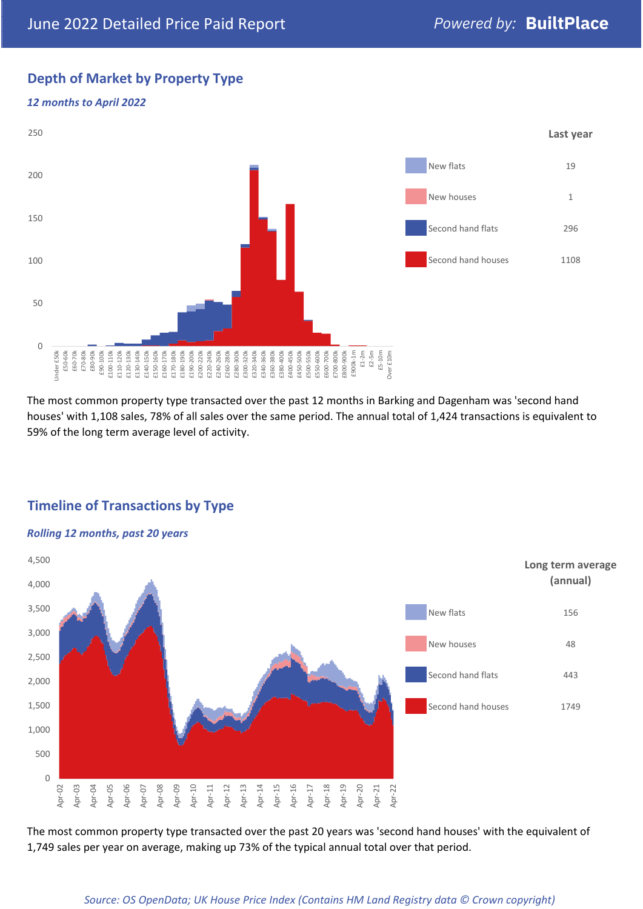June 2022 Detailed Price Paid Report

*Powered by:* **BuiltPlace**

## Depth of Market by Property Type

*12 months to April 2022*

250
200
150
100
50
0

Under £50k, £50-60k, £60-70k, £70-80k, £80-90k, £90-100k, £100-110k, £110-120k, £120-130k, £130-140k, £140-150k, £150-160k, £160-170k, £170-180k, £180-190k, £190-200k, £200-220k, £220-240k, £240-260k, £260-280k, £280-300k, £300-320k, £320-340k, £340-360k, £360-380k, £380-400k, £400-450k, £450-500k, £500-550k, £550-600k, £600-700k, £700-800k, £800-900k, £900k-1m, £1-2m, £2-5m, £5-10m, Over £10m

Last year

New flats 19

New houses 1

Second hand flats 296

Second hand houses 1108

The most common property type transacted over the past 12 months in Barking and Dagenham was 'second hand houses' with 1,108 sales, 78% of all sales over the same period. The annual total of 1,424 transactions is equivalent to 59% of the long term average level of activity.

## Timeline of Transactions by Type

*Rolling 12 months, past 20 years*

4,500
4,000
3,500
3,000
2,500
2,000
1,500
1,000
500
0

Apr-02, Apr-03, Apr-04, Apr-05, Apr-06, Apr-07, Apr-08, Apr-09, Apr-10, Apr-11, Apr-12, Apr-13, Apr-14, Apr-15, Apr-16, Apr-17, Apr-18, Apr-19, Apr-20, Apr-21, Apr-22

Long term average (annual)

New flats 156

New houses 48

Second hand flats 443

Second hand houses 1749

The most common property type transacted over the past 20 years was 'second hand houses' with the equivalent of 1,749 sales per year on average, making up 73% of the typical annual total over that period.

*Source: OS OpenData; UK House Price Index (Contains HM Land Registry data © Crown copyright)*